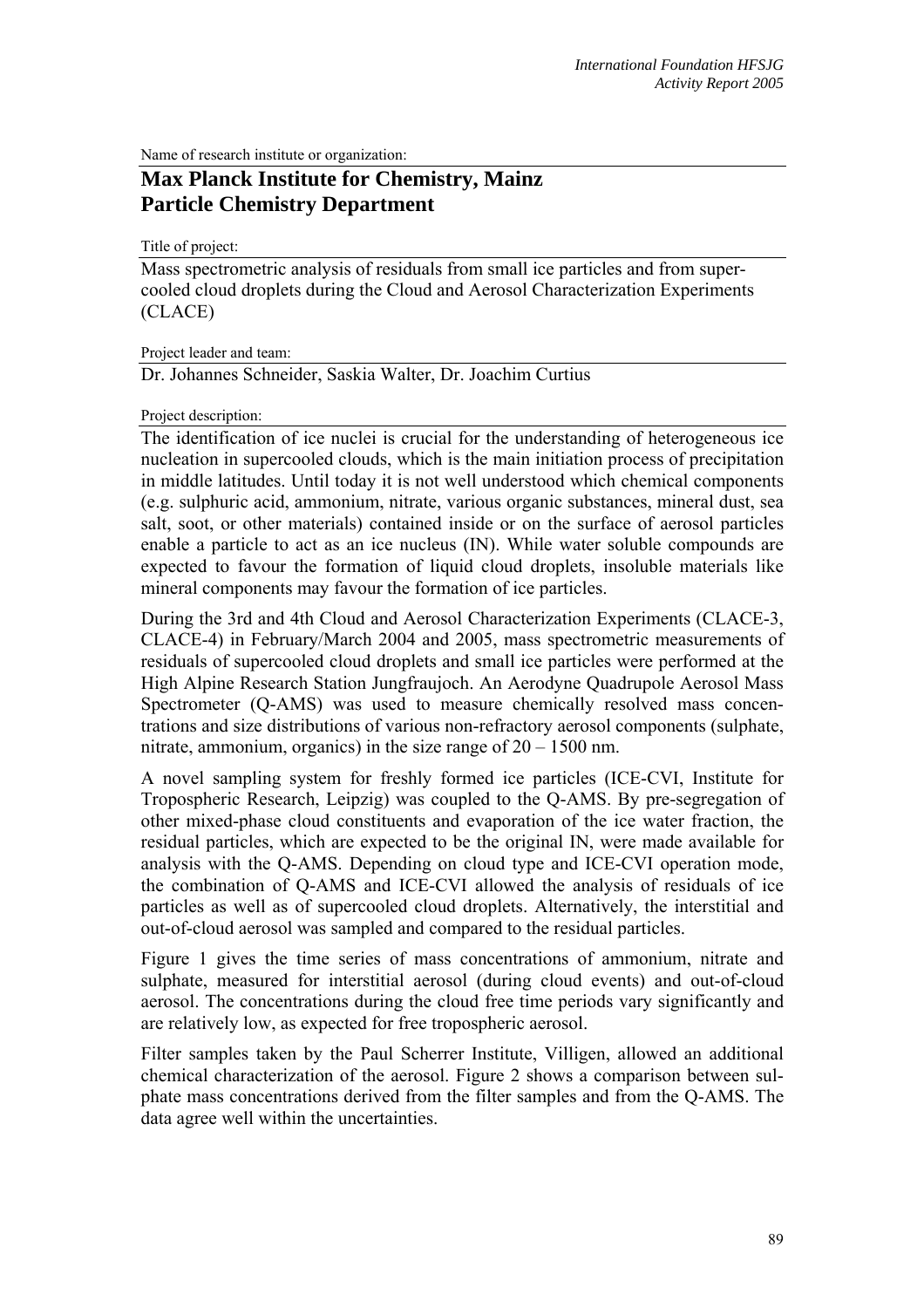Name of research institute or organization:

# Max Planck Institute for Chemistry, Mainz
# Particle Chemistry Department

Title of project:

Mass spectrometric analysis of residuals from small ice particles and from supercooled cloud droplets during the Cloud and Aerosol Characterization Experiments (CLACE)

Project leader and team:

Dr. Johannes Schneider, Saskia Walter, Dr. Joachim Curtius

Project description:

The identification of ice nuclei is crucial for the understanding of heterogeneous ice nucleation in supercooled clouds, which is the main initiation process of precipitation in middle latitudes. Until today it is not well understood which chemical components (e.g. sulphuric acid, ammonium, nitrate, various organic substances, mineral dust, sea salt, soot, or other materials) contained inside or on the surface of aerosol particles enable a particle to act as an ice nucleus (IN). While water soluble compounds are expected to favour the formation of liquid cloud droplets, insoluble materials like mineral components may favour the formation of ice particles.

During the 3rd and 4th Cloud and Aerosol Characterization Experiments (CLACE-3, CLACE-4) in February/March 2004 and 2005, mass spectrometric measurements of residuals of supercooled cloud droplets and small ice particles were performed at the High Alpine Research Station Jungfraujoch. An Aerodyne Quadrupole Aerosol Mass Spectrometer (Q-AMS) was used to measure chemically resolved mass concentrations and size distributions of various non-refractory aerosol components (sulphate, nitrate, ammonium, organics) in the size range of 20 – 1500 nm.

A novel sampling system for freshly formed ice particles (ICE-CVI, Institute for Tropospheric Research, Leipzig) was coupled to the Q-AMS. By pre-segregation of other mixed-phase cloud constituents and evaporation of the ice water fraction, the residual particles, which are expected to be the original IN, were made available for analysis with the Q-AMS. Depending on cloud type and ICE-CVI operation mode, the combination of Q-AMS and ICE-CVI allowed the analysis of residuals of ice particles as well as of supercooled cloud droplets. Alternatively, the interstitial and out-of-cloud aerosol was sampled and compared to the residual particles.

Figure 1 gives the time series of mass concentrations of ammonium, nitrate and sulphate, measured for interstitial aerosol (during cloud events) and out-of-cloud aerosol. The concentrations during the cloud free time periods vary significantly and are relatively low, as expected for free tropospheric aerosol.

Filter samples taken by the Paul Scherrer Institute, Villigen, allowed an additional chemical characterization of the aerosol. Figure 2 shows a comparison between sulphate mass concentrations derived from the filter samples and from the Q-AMS. The data agree well within the uncertainties.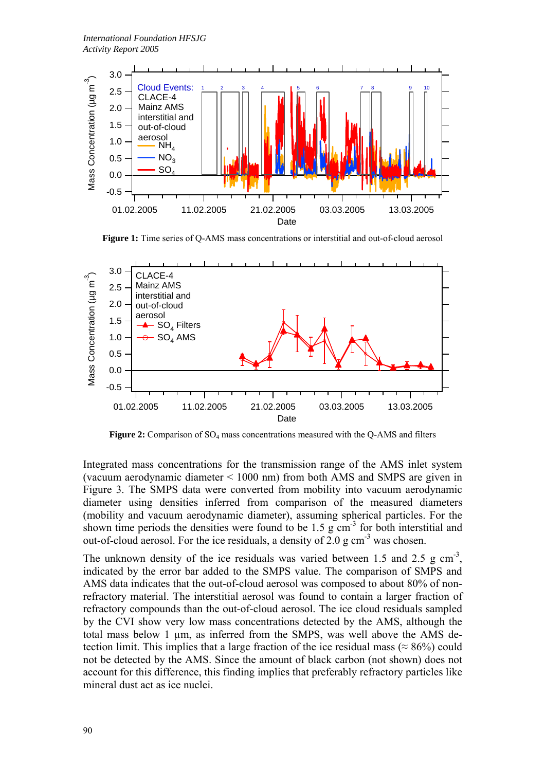**Figure 1:** Time series of Q-AMS mass concentrations or interstitial and out-of-cloud aerosol

**Figure 2:** Comparison of $SO_4$ mass concentrations measured with the Q-AMS and filters

Integrated mass concentrations for the transmission range of the AMS inlet system (vacuum aerodynamic diameter < 1000 nm) from both AMS and SMPS are given in Figure 3. The SMPS data were converted from mobility into vacuum aerodynamic diameter using densities inferred from comparison of the measured diameters (mobility and vacuum aerodynamic diameter), assuming spherical particles. For the shown time periods the densities were found to be 1.5 g cm$^{-3}$ for both interstitial and out-of-cloud aerosol. For the ice residuals, a density of 2.0 g cm$^{-3}$ was chosen.

The unknown density of the ice residuals was varied between 1.5 and 2.5 g cm$^{-3}$, indicated by the error bar added to the SMPS value. The comparison of SMPS and AMS data indicates that the out-of-cloud aerosol was composed to about 80% of non-refractory material. The interstitial aerosol was found to contain a larger fraction of refractory compounds than the out-of-cloud aerosol. The ice cloud residuals sampled by the CVI show very low mass concentrations detected by the AMS, although the total mass below 1 µm, as inferred from the SMPS, was well above the AMS detection limit. This implies that a large fraction of the ice residual mass (≈ 86%) could not be detected by the AMS. Since the amount of black carbon (not shown) does not account for this difference, this finding implies that preferably refractory particles like mineral dust act as ice nuclei.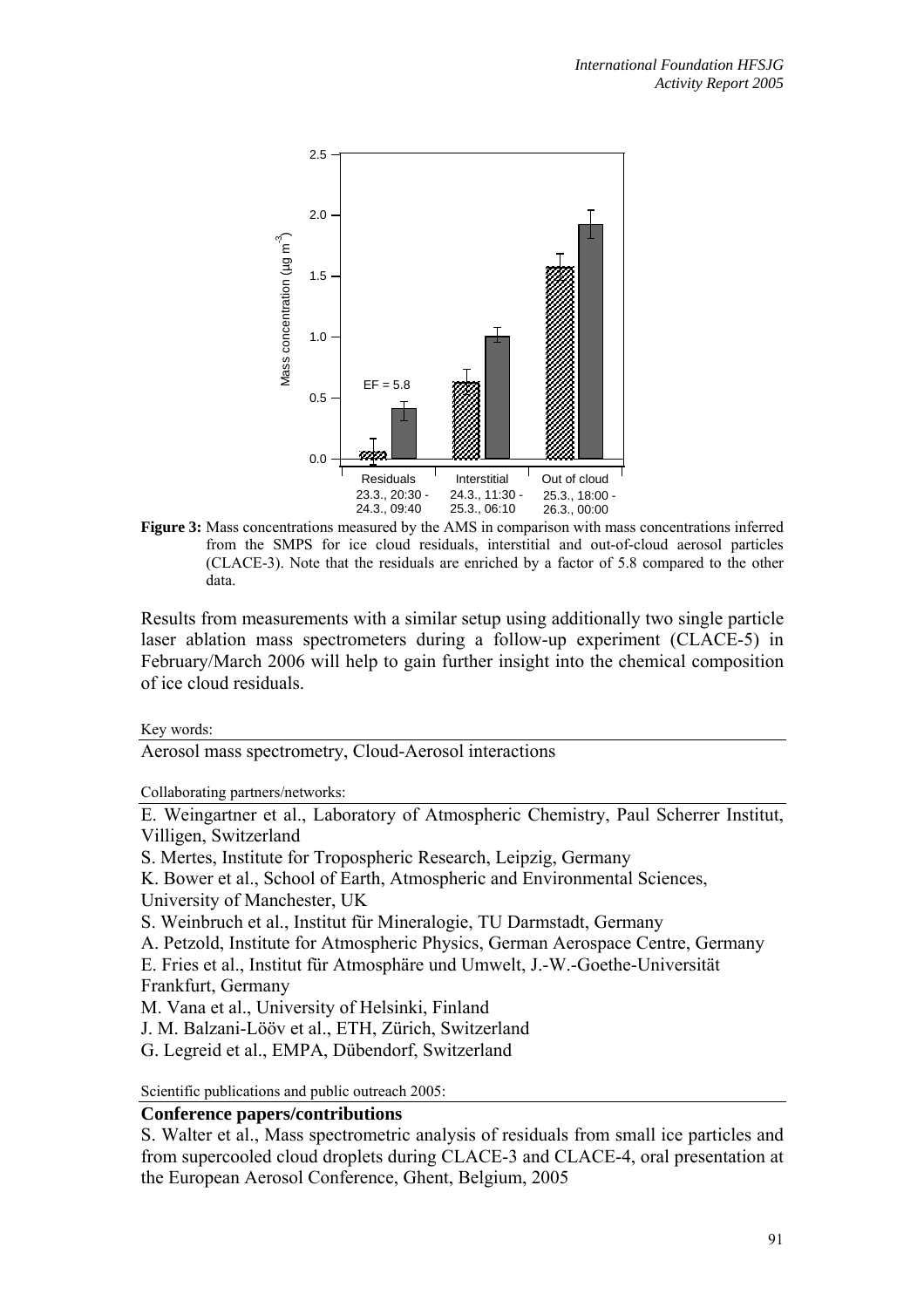**Figure 3:** Mass concentrations measured by the AMS in comparison with mass concentrations inferred from the SMPS for ice cloud residuals, interstitial and out-of-cloud aerosol particles (CLACE-3). Note that the residuals are enriched by a factor of 5.8 compared to the other data.

Results from measurements with a similar setup using additionally two single particle laser ablation mass spectrometers during a follow-up experiment (CLACE-5) in February/March 2006 will help to gain further insight into the chemical composition of ice cloud residuals.

Key words:

Aerosol mass spectrometry, Cloud-Aerosol interactions

Collaborating partners/networks:

E. Weingartner et al., Laboratory of Atmospheric Chemistry, Paul Scherrer Institut, Villigen, Switzerland

S. Mertes, Institute for Tropospheric Research, Leipzig, Germany

K. Bower et al., School of Earth, Atmospheric and Environmental Sciences, University of Manchester, UK

S. Weinbruch et al., Institut für Mineralogie, TU Darmstadt, Germany

A. Petzold, Institute for Atmospheric Physics, German Aerospace Centre, Germany

E. Fries et al., Institut für Atmosphäre und Umwelt, J.-W.-Goethe-Universität Frankfurt, Germany

M. Vana et al., University of Helsinki, Finland

J. M. Balzani-Lööv et al., ETH, Zürich, Switzerland

G. Legreid et al., EMPA, Dübendorf, Switzerland

Scientific publications and public outreach 2005:

**Conference papers/contributions**

S. Walter et al., Mass spectrometric analysis of residuals from small ice particles and from supercooled cloud droplets during CLACE-3 and CLACE-4, oral presentation at the European Aerosol Conference, Ghent, Belgium, 2005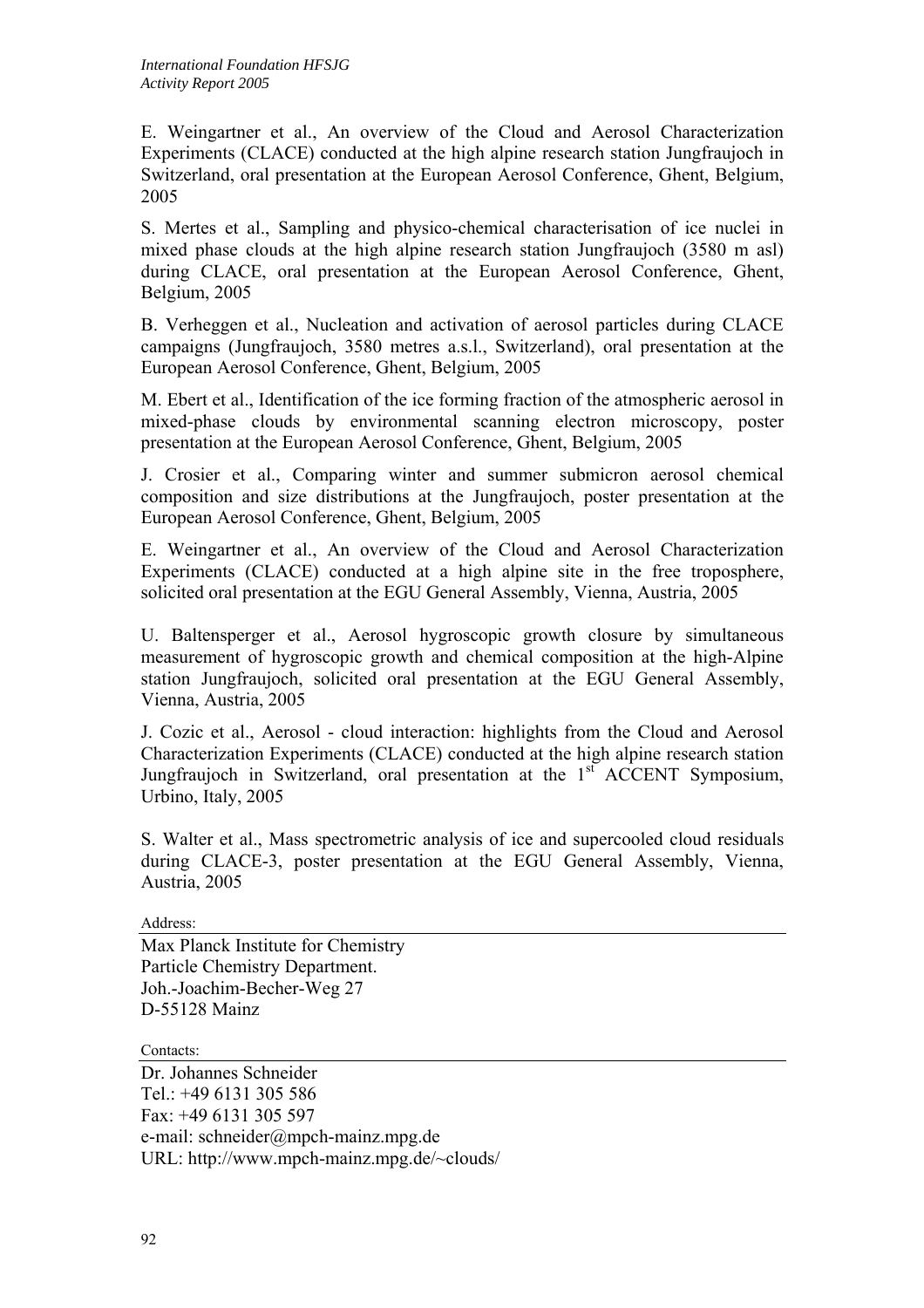E. Weingartner et al., An overview of the Cloud and Aerosol Characterization Experiments (CLACE) conducted at the high alpine research station Jungfraujoch in Switzerland, oral presentation at the European Aerosol Conference, Ghent, Belgium, 2005

S. Mertes et al., Sampling and physico-chemical characterisation of ice nuclei in mixed phase clouds at the high alpine research station Jungfraujoch (3580 m asl) during CLACE, oral presentation at the European Aerosol Conference, Ghent, Belgium, 2005

B. Verheggen et al., Nucleation and activation of aerosol particles during CLACE campaigns (Jungfraujoch, 3580 metres a.s.l., Switzerland), oral presentation at the European Aerosol Conference, Ghent, Belgium, 2005

M. Ebert et al., Identification of the ice forming fraction of the atmospheric aerosol in mixed-phase clouds by environmental scanning electron microscopy, poster presentation at the European Aerosol Conference, Ghent, Belgium, 2005

J. Crosier et al., Comparing winter and summer submicron aerosol chemical composition and size distributions at the Jungfraujoch, poster presentation at the European Aerosol Conference, Ghent, Belgium, 2005

E. Weingartner et al., An overview of the Cloud and Aerosol Characterization Experiments (CLACE) conducted at a high alpine site in the free troposphere, solicited oral presentation at the EGU General Assembly, Vienna, Austria, 2005

U. Baltensperger et al., Aerosol hygroscopic growth closure by simultaneous measurement of hygroscopic growth and chemical composition at the high-Alpine station Jungfraujoch, solicited oral presentation at the EGU General Assembly, Vienna, Austria, 2005

J. Cozic et al., Aerosol - cloud interaction: highlights from the Cloud and Aerosol Characterization Experiments (CLACE) conducted at the high alpine research station Jungfraujoch in Switzerland, oral presentation at the 1st ACCENT Symposium, Urbino, Italy, 2005

S. Walter et al., Mass spectrometric analysis of ice and supercooled cloud residuals during CLACE-3, poster presentation at the EGU General Assembly, Vienna, Austria, 2005

Address:

Max Planck Institute for Chemistry
Particle Chemistry Department.
Joh.-Joachim-Becher-Weg 27
D-55128 Mainz

Contacts:

Dr. Johannes Schneider
Tel.: +49 6131 305 586
Fax: +49 6131 305 597
e-mail: schneider@mpch-mainz.mpg.de
URL: http://www.mpch-mainz.mpg.de/~clouds/